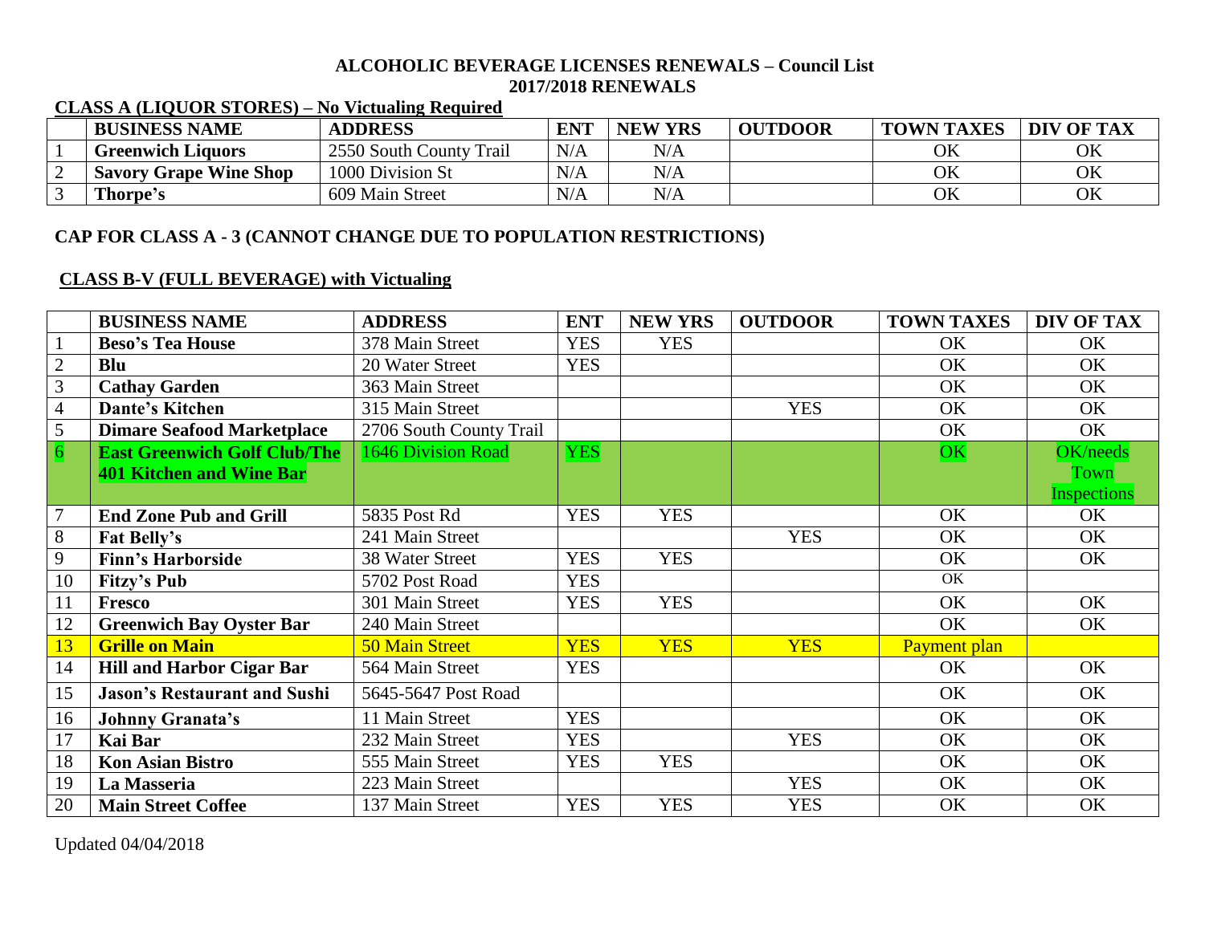**ALCOHOLIC BEVERAGE LICENSES RENEWALS – Council List**
**2017/2018 RENEWALS**

**CLASS A (LIQUOR STORES) – No Victualing Required**

| | BUSINESS NAME | ADDRESS | ENT | NEW YRS | OUTDOOR | TOWN TAXES | DIV OF TAX |
|---|---|---|---|---|---|---|---|
| 1 | **Greenwich Liquors** | 2550 South County Trail | N/A | N/A | | OK | OK |
| 2 | **Savory Grape Wine Shop** | 1000 Division St | N/A | N/A | | OK | OK |
| 3 | **Thorpe's** | 609 Main Street | N/A | N/A | | OK | OK |

**CAP FOR CLASS A - 3 (CANNOT CHANGE DUE TO POPULATION RESTRICTIONS)**

**CLASS B-V (FULL BEVERAGE) with Victualing**

| | BUSINESS NAME | ADDRESS | ENT | NEW YRS | OUTDOOR | TOWN TAXES | DIV OF TAX |
|---|---|---|---|---|---|---|---|
| 1 | **Beso's Tea House** | 378 Main Street | YES | YES | | OK | OK |
| 2 | **Blu** | 20 Water Street | YES | | | OK | OK |
| 3 | **Cathay Garden** | 363 Main Street | | | | OK | OK |
| 4 | **Dante's Kitchen** | 315 Main Street | | | YES | OK | OK |
| 5 | **Dimare Seafood Marketplace** | 2706 South County Trail | | | | OK | OK |
| 6 | **East Greenwich Golf Club/The 401 Kitchen and Wine Bar** | 1646 Division Road | YES | | | OK | OK/needs Town Inspections |
| 7 | **End Zone Pub and Grill** | 5835 Post Rd | YES | YES | | OK | OK |
| 8 | **Fat Belly's** | 241 Main Street | | | YES | OK | OK |
| 9 | **Finn's Harborside** | 38 Water Street | YES | YES | | OK | OK |
| 10 | **Fitzy's Pub** | 5702 Post Road | YES | | | OK | |
| 11 | **Fresco** | 301 Main Street | YES | YES | | OK | OK |
| 12 | **Greenwich Bay Oyster Bar** | 240 Main Street | | | | OK | OK |
| 13 | **Grille on Main** | 50 Main Street | YES | YES | YES | Payment plan | |
| 14 | **Hill and Harbor Cigar Bar** | 564 Main Street | YES | | | OK | OK |
| 15 | **Jason's Restaurant and Sushi** | 5645-5647 Post Road | | | | OK | OK |
| 16 | **Johnny Granata's** | 11 Main Street | YES | | | OK | OK |
| 17 | **Kai Bar** | 232 Main Street | YES | | YES | OK | OK |
| 18 | **Kon Asian Bistro** | 555 Main Street | YES | YES | | OK | OK |
| 19 | **La Masseria** | 223 Main Street | | | YES | OK | OK |
| 20 | **Main Street Coffee** | 137 Main Street | YES | YES | YES | OK | OK |

Updated 04/04/2018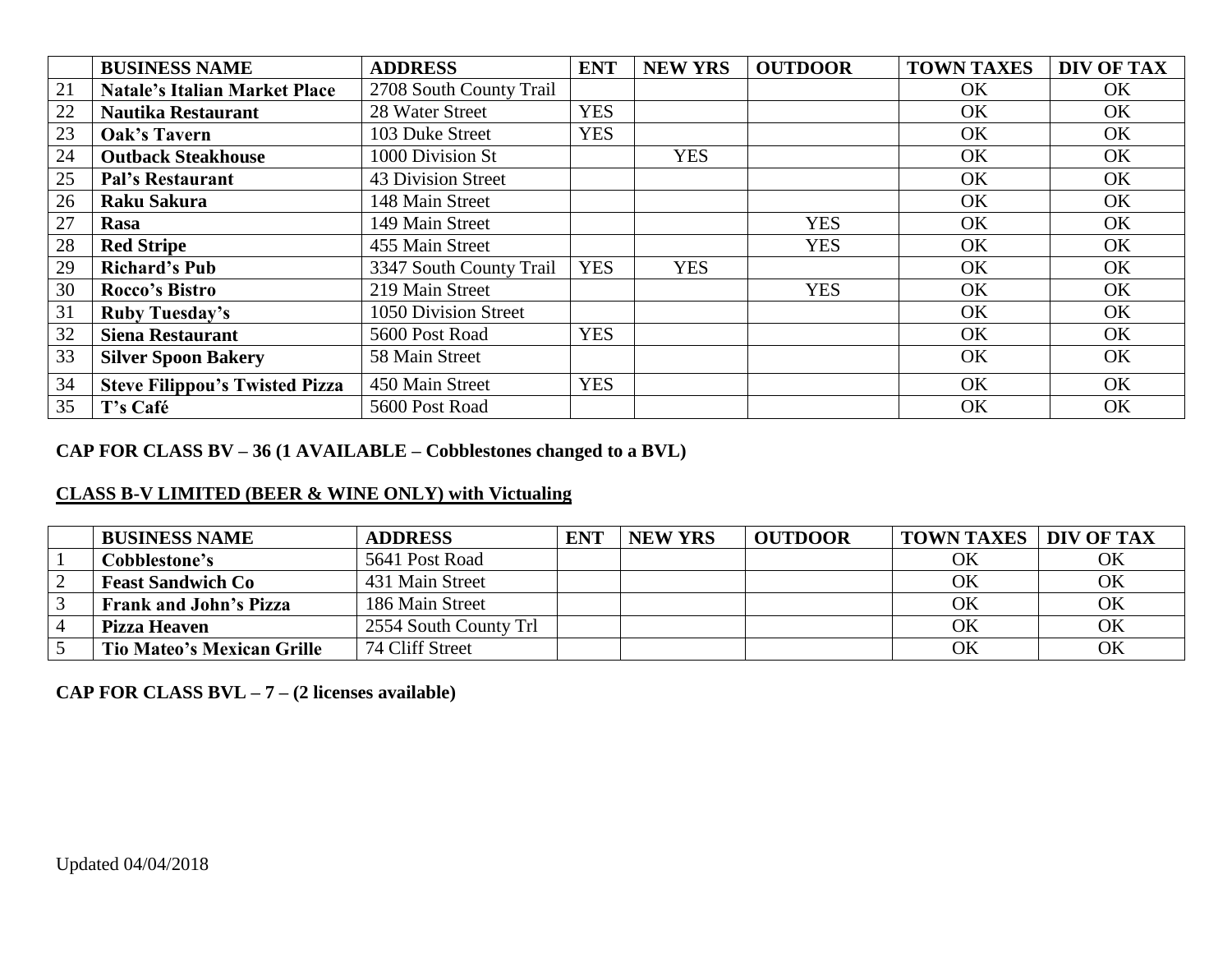| | BUSINESS NAME | ADDRESS | ENT | NEW YRS | OUTDOOR | TOWN TAXES | DIV OF TAX |
|---|---|---|---|---|---|---|---|
| 21 | **Natale's Italian Market Place** | 2708 South County Trail | | | | OK | OK |
| 22 | **Nautika Restaurant** | 28 Water Street | YES | | | OK | OK |
| 23 | **Oak's Tavern** | 103 Duke Street | YES | | | OK | OK |
| 24 | **Outback Steakhouse** | 1000 Division St | | YES | | OK | OK |
| 25 | **Pal's Restaurant** | 43 Division Street | | | | OK | OK |
| 26 | **Raku Sakura** | 148 Main Street | | | | OK | OK |
| 27 | **Rasa** | 149 Main Street | | | YES | OK | OK |
| 28 | **Red Stripe** | 455 Main Street | | | YES | OK | OK |
| 29 | **Richard's Pub** | 3347 South County Trail | YES | YES | | OK | OK |
| 30 | **Rocco's Bistro** | 219 Main Street | | | YES | OK | OK |
| 31 | **Ruby Tuesday's** | 1050 Division Street | | | | OK | OK |
| 32 | **Siena Restaurant** | 5600 Post Road | YES | | | OK | OK |
| 33 | **Silver Spoon Bakery** | 58 Main Street | | | | OK | OK |
| 34 | **Steve Filippou's Twisted Pizza** | 450 Main Street | YES | | | OK | OK |
| 35 | **T's Café** | 5600 Post Road | | | | OK | OK |

**CAP FOR CLASS BV – 36 (1 AVAILABLE – Cobblestones changed to a BVL)**

**<u>CLASS B-V LIMITED (BEER & WINE ONLY) with Victualing</u>**

| | BUSINESS NAME | ADDRESS | ENT | NEW YRS | OUTDOOR | TOWN TAXES | DIV OF TAX |
|---|---|---|---|---|---|---|---|
| 1 | **Cobblestone's** | 5641 Post Road | | | | OK | OK |
| 2 | **Feast Sandwich Co** | 431 Main Street | | | | OK | OK |
| 3 | **Frank and John's Pizza** | 186 Main Street | | | | OK | OK |
| 4 | **Pizza Heaven** | 2554 South County Trl | | | | OK | OK |
| 5 | **Tio Mateo's Mexican Grille** | 74 Cliff Street | | | | OK | OK |

**CAP FOR CLASS BVL – 7 – (2 licenses available)**

Updated 04/04/2018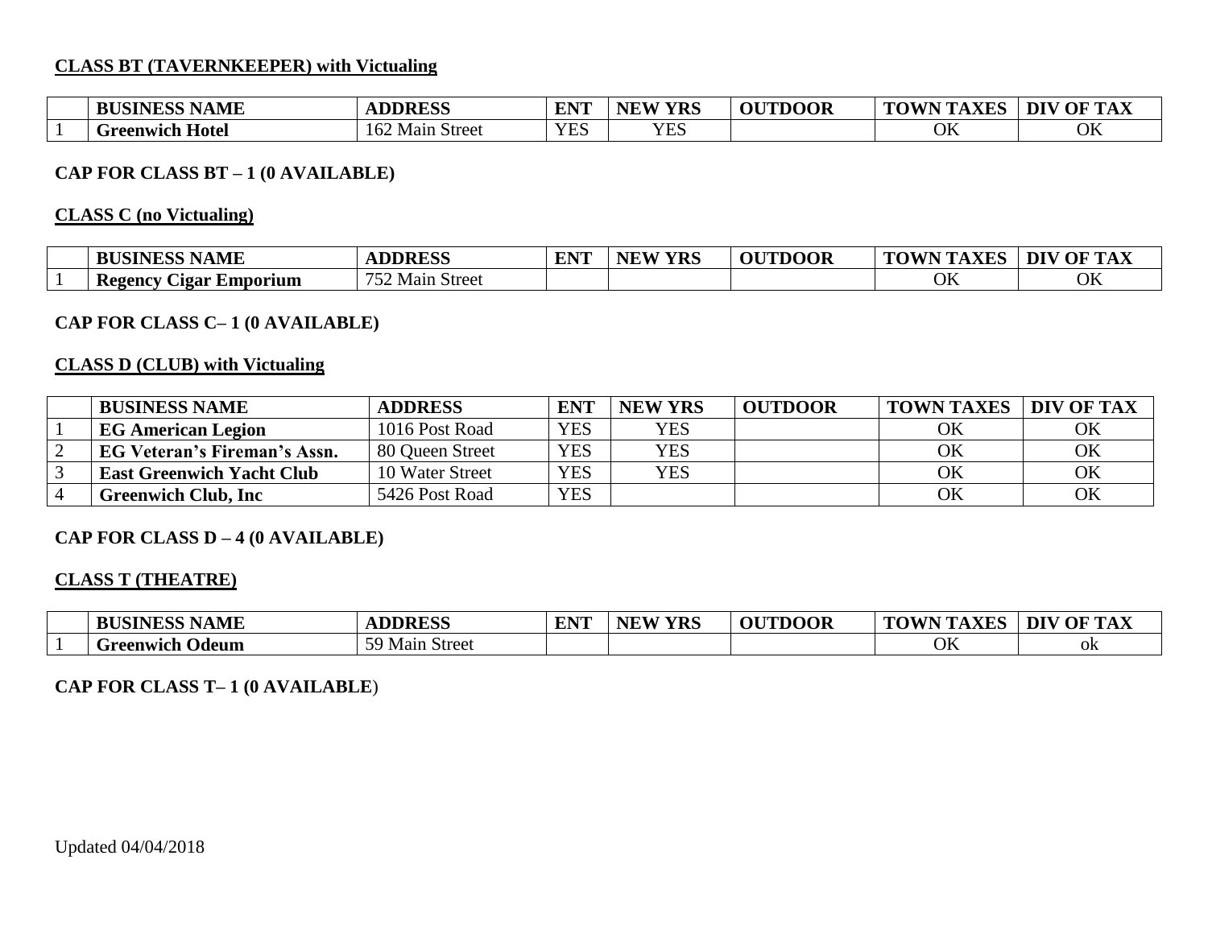**CLASS BT (TAVERNKEEPER) with Victualing**

| | BUSINESS NAME | ADDRESS | ENT | NEW YRS | OUTDOOR | TOWN TAXES | DIV OF TAX |
|---|---|---|---|---|---|---|---|
| 1 | **Greenwich Hotel** | 162 Main Street | YES | YES | | OK | OK |

**CAP FOR CLASS BT – 1 (0 AVAILABLE)**

**CLASS C (no Victualing)**

| | BUSINESS NAME | ADDRESS | ENT | NEW YRS | OUTDOOR | TOWN TAXES | DIV OF TAX |
|---|---|---|---|---|---|---|---|
| 1 | **Regency Cigar Emporium** | 752 Main Street | | | | OK | OK |

**CAP FOR CLASS C– 1 (0 AVAILABLE)**

**CLASS D (CLUB) with Victualing**

| | BUSINESS NAME | ADDRESS | ENT | NEW YRS | OUTDOOR | TOWN TAXES | DIV OF TAX |
|---|---|---|---|---|---|---|---|
| 1 | **EG American Legion** | 1016 Post Road | YES | YES | | OK | OK |
| 2 | **EG Veteran's Fireman's Assn.** | 80 Queen Street | YES | YES | | OK | OK |
| 3 | **East Greenwich Yacht Club** | 10 Water Street | YES | YES | | OK | OK |
| 4 | **Greenwich Club, Inc** | 5426 Post Road | YES | | | OK | OK |

**CAP FOR CLASS D – 4 (0 AVAILABLE)**

**CLASS T (THEATRE)**

| | BUSINESS NAME | ADDRESS | ENT | NEW YRS | OUTDOOR | TOWN TAXES | DIV OF TAX |
|---|---|---|---|---|---|---|---|
| 1 | **Greenwich Odeum** | 59 Main Street | | | | OK | ok |

**CAP FOR CLASS T– 1 (0 AVAILABLE**)

Updated 04/04/2018